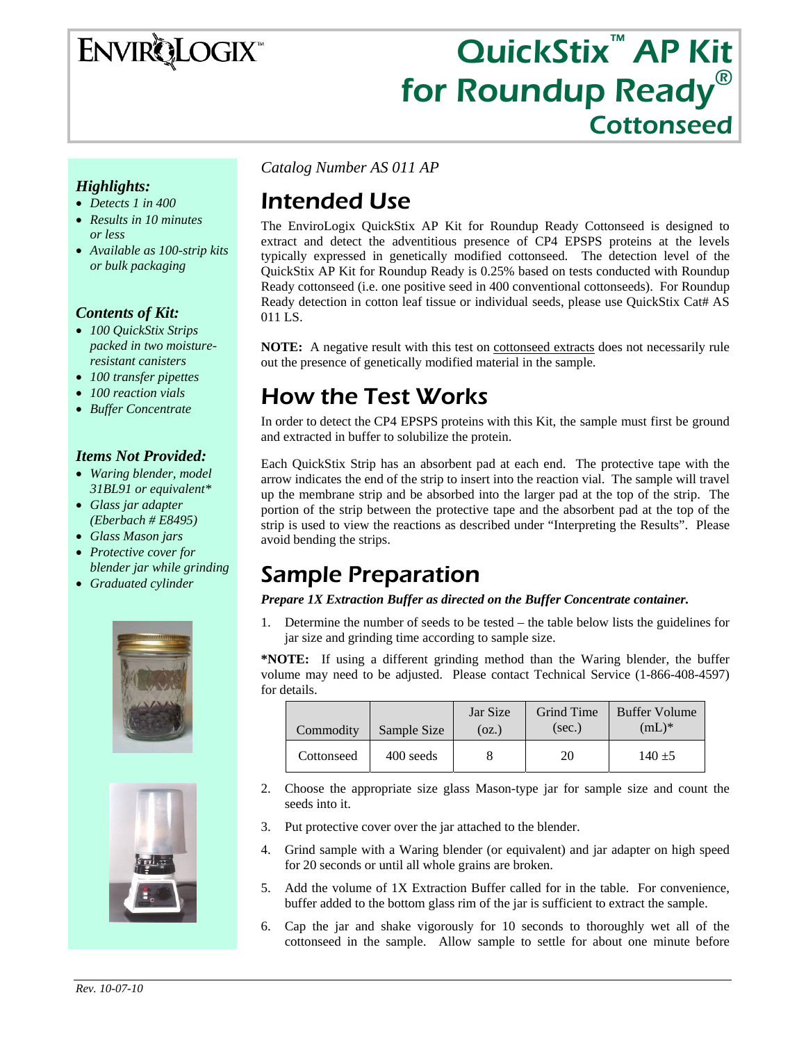ENVIROLOGIX™

# QuickStix™ AP Kit for Roundup Ready® Cottonseed

### *Highlights:*

- *Detects 1 in 400*
- *Results in 10 minutes or less*
- *Available as 100-strip kits or bulk packaging*

### *Contents of Kit:*

- *100 QuickStix Strips packed in two moisture-resistant canisters*
- *100 transfer pipettes*
- *100 reaction vials*
- *Buffer Concentrate*

### *Items Not Provided:*

- *Waring blender, model 31BL91 or equivalent**
- *Glass jar adapter (Eberbach # E8495)*
- *Glass Mason jars*
- *Protective cover for blender jar while grinding*
- *Graduated cylinder*

*Catalog Number AS 011 AP*

## Intended Use

The EnviroLogix QuickStix AP Kit for Roundup Ready Cottonseed is designed to extract and detect the adventitious presence of CP4 EPSPS proteins at the levels typically expressed in genetically modified cottonseed. The detection level of the QuickStix AP Kit for Roundup Ready is 0.25% based on tests conducted with Roundup Ready cottonseed (i.e. one positive seed in 400 conventional cottonseeds). For Roundup Ready detection in cotton leaf tissue or individual seeds, please use QuickStix Cat# AS 011 LS.

**NOTE:** A negative result with this test on <u>cottonseed extracts</u> does not necessarily rule out the presence of genetically modified material in the sample.

## How the Test Works

In order to detect the CP4 EPSPS proteins with this Kit, the sample must first be ground and extracted in buffer to solubilize the protein.

Each QuickStix Strip has an absorbent pad at each end. The protective tape with the arrow indicates the end of the strip to insert into the reaction vial. The sample will travel up the membrane strip and be absorbed into the larger pad at the top of the strip. The portion of the strip between the protective tape and the absorbent pad at the top of the strip is used to view the reactions as described under "Interpreting the Results". Please avoid bending the strips.

## Sample Preparation

***Prepare 1X Extraction Buffer as directed on the Buffer Concentrate container.***

1. Determine the number of seeds to be tested – the table below lists the guidelines for jar size and grinding time according to sample size.

***NOTE:** If using a different grinding method than the Waring blender, the buffer volume may need to be adjusted. Please contact Technical Service (1-866-408-4597) for details.

| Commodity | Sample Size | Jar Size (oz.) | Grind Time (sec.) | Buffer Volume (mL)* |
|---|---|---|---|---|
| Cottonseed | 400 seeds | 8 | 20 | 140 ±5 |

2. Choose the appropriate size glass Mason-type jar for sample size and count the seeds into it.
3. Put protective cover over the jar attached to the blender.
4. Grind sample with a Waring blender (or equivalent) and jar adapter on high speed for 20 seconds or until all whole grains are broken.
5. Add the volume of 1X Extraction Buffer called for in the table. For convenience, buffer added to the bottom glass rim of the jar is sufficient to extract the sample.
6. Cap the jar and shake vigorously for 10 seconds to thoroughly wet all of the cottonseed in the sample. Allow sample to settle for about one minute before

Rev. 10-07-10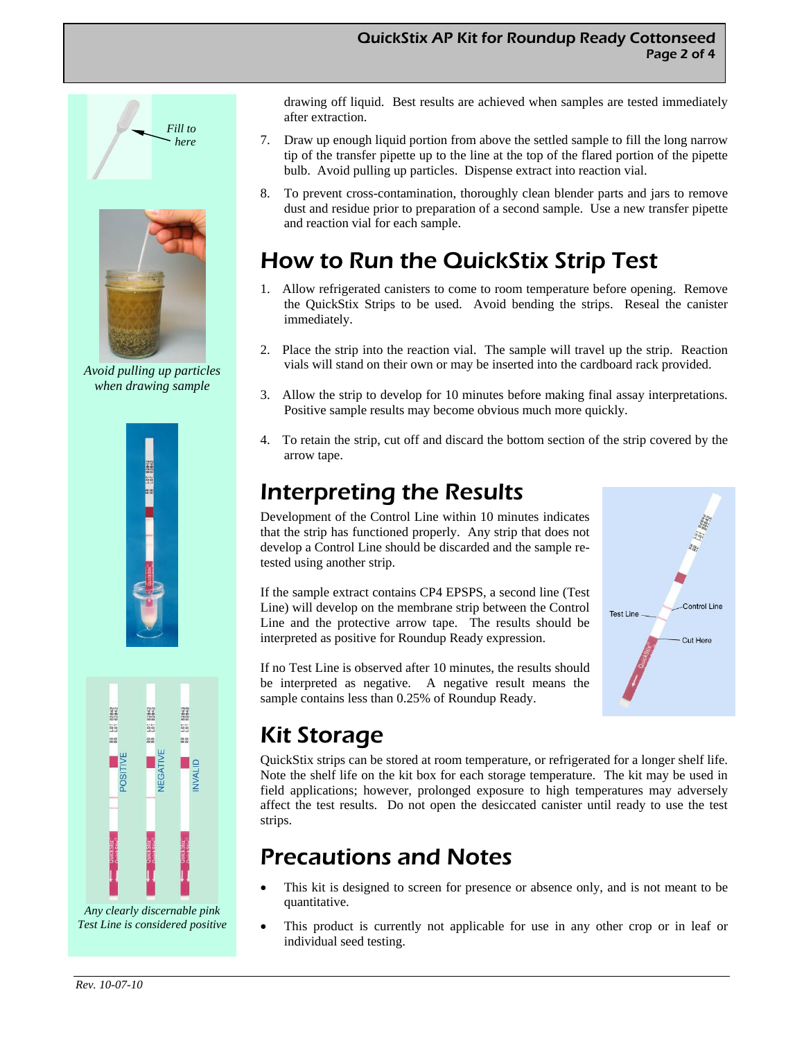drawing off liquid. Best results are achieved when samples are tested immediately after extraction.

7. Draw up enough liquid portion from above the settled sample to fill the long narrow tip of the transfer pipette up to the line at the top of the flared portion of the pipette bulb. Avoid pulling up particles. Dispense extract into reaction vial.

8. To prevent cross-contamination, thoroughly clean blender parts and jars to remove dust and residue prior to preparation of a second sample. Use a new transfer pipette and reaction vial for each sample.

*Fill to here*

*Avoid pulling up particles when drawing sample*

*Any clearly discernable pink Test Line is considered positive*

## How to Run the QuickStix Strip Test

1. Allow refrigerated canisters to come to room temperature before opening. Remove the QuickStix Strips to be used. Avoid bending the strips. Reseal the canister immediately.

2. Place the strip into the reaction vial. The sample will travel up the strip. Reaction vials will stand on their own or may be inserted into the cardboard rack provided.

3. Allow the strip to develop for 10 minutes before making final assay interpretations. Positive sample results may become obvious much more quickly.

4. To retain the strip, cut off and discard the bottom section of the strip covered by the arrow tape.

## Interpreting the Results

Development of the Control Line within 10 minutes indicates that the strip has functioned properly. Any strip that does not develop a Control Line should be discarded and the sample re-tested using another strip.

If the sample extract contains CP4 EPSPS, a second line (Test Line) will develop on the membrane strip between the Control Line and the protective arrow tape. The results should be interpreted as positive for Roundup Ready expression.

If no Test Line is observed after 10 minutes, the results should be interpreted as negative. A negative result means the sample contains less than 0.25% of Roundup Ready.

## Kit Storage

QuickStix strips can be stored at room temperature, or refrigerated for a longer shelf life. Note the shelf life on the kit box for each storage temperature. The kit may be used in field applications; however, prolonged exposure to high temperatures may adversely affect the test results. Do not open the desiccated canister until ready to use the test strips.

## Precautions and Notes

- This kit is designed to screen for presence or absence only, and is not meant to be quantitative.
- This product is currently not applicable for use in any other crop or in leaf or individual seed testing.

*Rev. 10-07-10*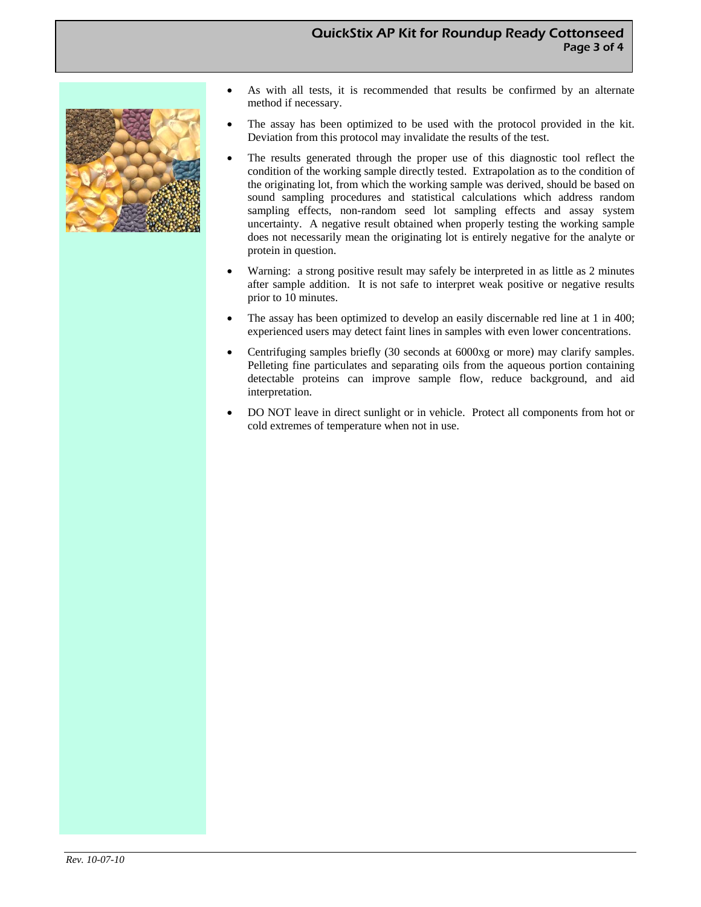- As with all tests, it is recommended that results be confirmed by an alternate method if necessary.
- The assay has been optimized to be used with the protocol provided in the kit. Deviation from this protocol may invalidate the results of the test.
- The results generated through the proper use of this diagnostic tool reflect the condition of the working sample directly tested. Extrapolation as to the condition of the originating lot, from which the working sample was derived, should be based on sound sampling procedures and statistical calculations which address random sampling effects, non-random seed lot sampling effects and assay system uncertainty. A negative result obtained when properly testing the working sample does not necessarily mean the originating lot is entirely negative for the analyte or protein in question.
- Warning: a strong positive result may safely be interpreted in as little as 2 minutes after sample addition. It is not safe to interpret weak positive or negative results prior to 10 minutes.
- The assay has been optimized to develop an easily discernable red line at 1 in 400; experienced users may detect faint lines in samples with even lower concentrations.
- Centrifuging samples briefly (30 seconds at 6000xg or more) may clarify samples. Pelleting fine particulates and separating oils from the aqueous portion containing detectable proteins can improve sample flow, reduce background, and aid interpretation.
- DO NOT leave in direct sunlight or in vehicle. Protect all components from hot or cold extremes of temperature when not in use.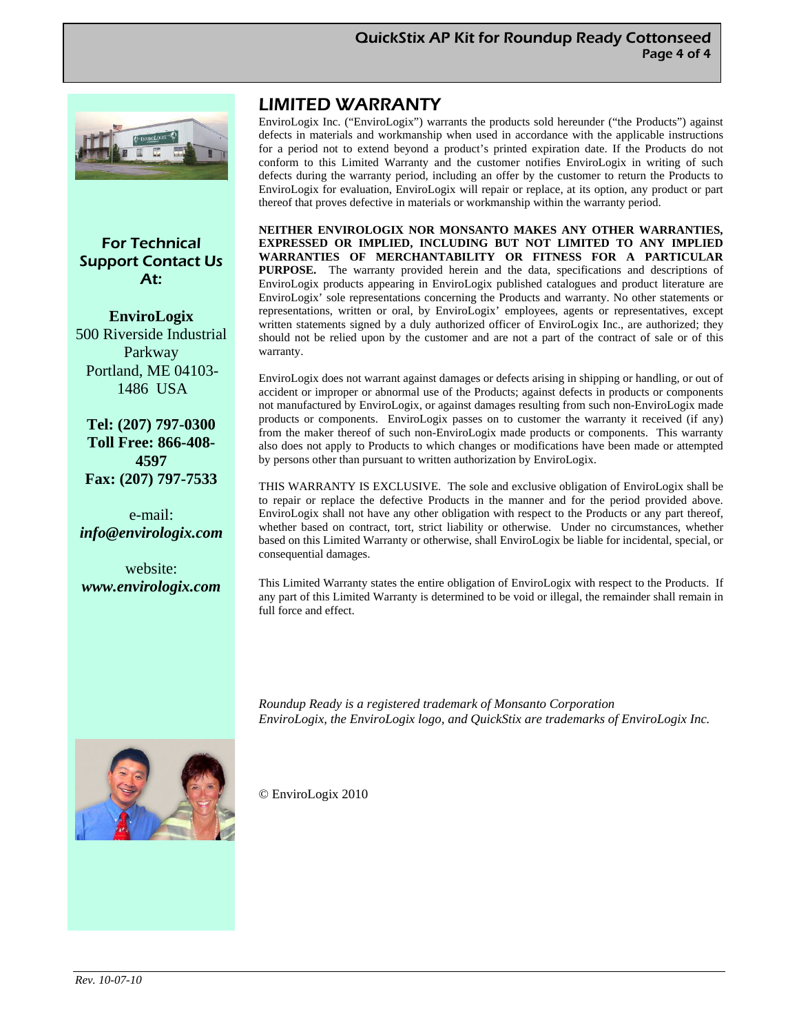For Technical Support Contact Us At:

**EnviroLogix**
500 Riverside Industrial Parkway
Portland, ME 04103-1486 USA

**Tel: (207) 797-0300**
**Toll Free: 866-408-4597**
**Fax: (207) 797-7533**

e-mail:
***info@envirologix.com***

website:
***www.envirologix.com***

## LIMITED WARRANTY

EnviroLogix Inc. ("EnviroLogix") warrants the products sold hereunder ("the Products") against defects in materials and workmanship when used in accordance with the applicable instructions for a period not to extend beyond a product's printed expiration date. If the Products do not conform to this Limited Warranty and the customer notifies EnviroLogix in writing of such defects during the warranty period, including an offer by the customer to return the Products to EnviroLogix for evaluation, EnviroLogix will repair or replace, at its option, any product or part thereof that proves defective in materials or workmanship within the warranty period.

**NEITHER ENVIROLOGIX NOR MONSANTO MAKES ANY OTHER WARRANTIES, EXPRESSED OR IMPLIED, INCLUDING BUT NOT LIMITED TO ANY IMPLIED WARRANTIES OF MERCHANTABILITY OR FITNESS FOR A PARTICULAR PURPOSE.** The warranty provided herein and the data, specifications and descriptions of EnviroLogix products appearing in EnviroLogix published catalogues and product literature are EnviroLogix' sole representations concerning the Products and warranty. No other statements or representations, written or oral, by EnviroLogix' employees, agents or representatives, except written statements signed by a duly authorized officer of EnviroLogix Inc., are authorized; they should not be relied upon by the customer and are not a part of the contract of sale or of this warranty.

EnviroLogix does not warrant against damages or defects arising in shipping or handling, or out of accident or improper or abnormal use of the Products; against defects in products or components not manufactured by EnviroLogix, or against damages resulting from such non-EnviroLogix made products or components. EnviroLogix passes on to customer the warranty it received (if any) from the maker thereof of such non-EnviroLogix made products or components. This warranty also does not apply to Products to which changes or modifications have been made or attempted by persons other than pursuant to written authorization by EnviroLogix.

THIS WARRANTY IS EXCLUSIVE. The sole and exclusive obligation of EnviroLogix shall be to repair or replace the defective Products in the manner and for the period provided above. EnviroLogix shall not have any other obligation with respect to the Products or any part thereof, whether based on contract, tort, strict liability or otherwise. Under no circumstances, whether based on this Limited Warranty or otherwise, shall EnviroLogix be liable for incidental, special, or consequential damages.

This Limited Warranty states the entire obligation of EnviroLogix with respect to the Products. If any part of this Limited Warranty is determined to be void or illegal, the remainder shall remain in full force and effect.

*Roundup Ready is a registered trademark of Monsanto Corporation*
*EnviroLogix, the EnviroLogix logo, and QuickStix are trademarks of EnviroLogix Inc.*

© EnviroLogix 2010

*Rev. 10-07-10*